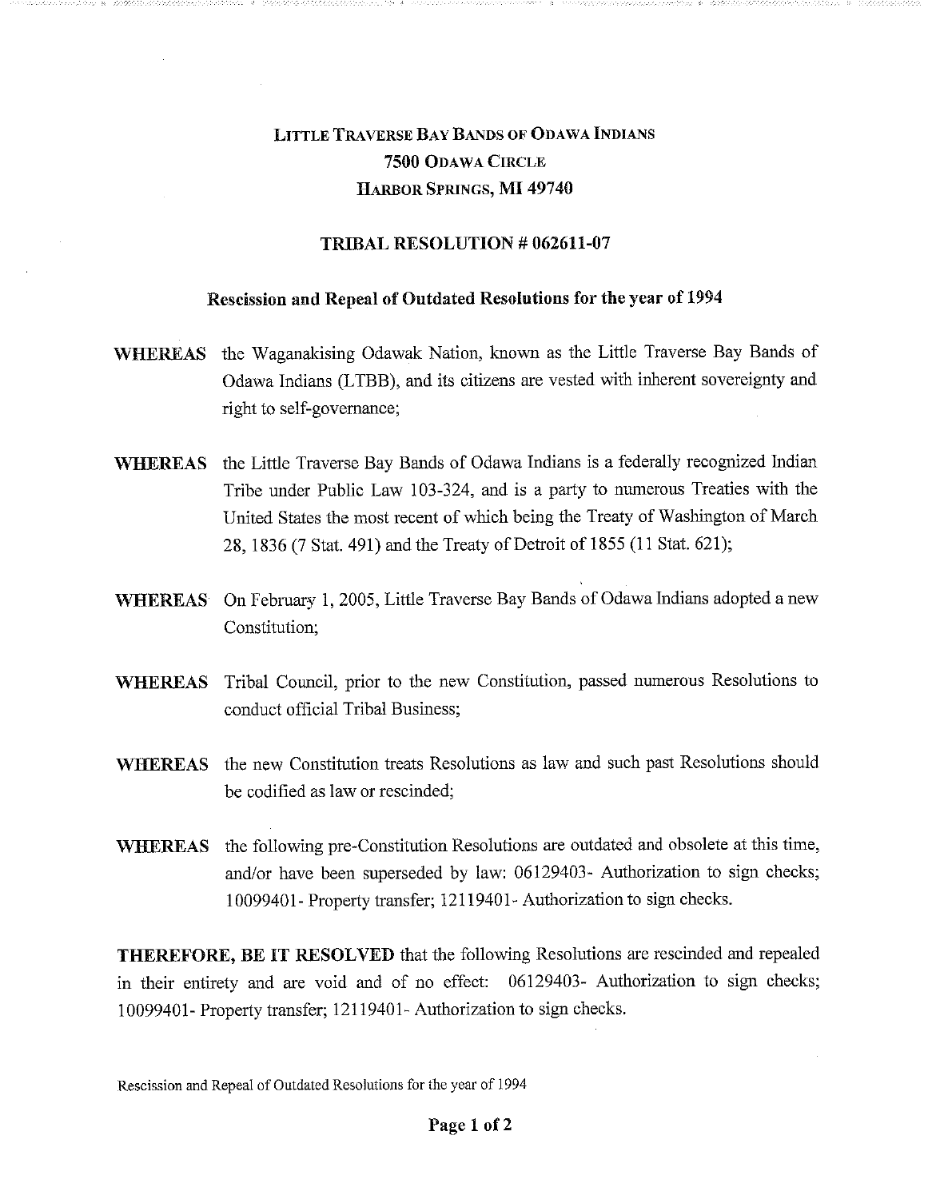# Little Traverse Bay Bands of Odawa Indians
## 7500 Odawa Circle
## Harbor Springs, MI 49740

## TRIBAL RESOLUTION # 062611-07

### Rescission and Repeal of Outdated Resolutions for the year of 1994

**WHEREAS** the Waganakising Odawak Nation, known as the Little Traverse Bay Bands of Odawa Indians (LTBB), and its citizens are vested with inherent sovereignty and right to self-governance;

**WHEREAS** the Little Traverse Bay Bands of Odawa Indians is a federally recognized Indian Tribe under Public Law 103-324, and is a party to numerous Treaties with the United States the most recent of which being the Treaty of Washington of March 28, 1836 (7 Stat. 491) and the Treaty of Detroit of 1855 (11 Stat. 621);

**WHEREAS** On February 1, 2005, Little Traverse Bay Bands of Odawa Indians adopted a new Constitution;

**WHEREAS** Tribal Council, prior to the new Constitution, passed numerous Resolutions to conduct official Tribal Business;

**WHEREAS** the new Constitution treats Resolutions as law and such past Resolutions should be codified as law or rescinded;

**WHEREAS** the following pre-Constitution Resolutions are outdated and obsolete at this time, and/or have been superseded by law: 06129403- Authorization to sign checks; 10099401- Property transfer; 12119401- Authorization to sign checks.

**THEREFORE, BE IT RESOLVED** that the following Resolutions are rescinded and repealed in their entirety and are void and of no effect: 06129403- Authorization to sign checks; 10099401- Property transfer; 12119401- Authorization to sign checks.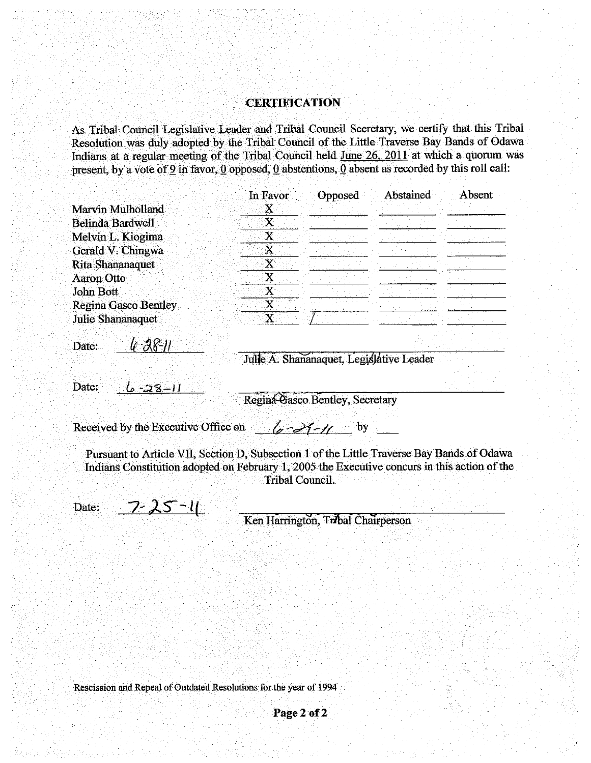## CERTIFICATION

As Tribal Council Legislative Leader and Tribal Council Secretary, we certify that this Tribal Resolution was duly adopted by the Tribal Council of the Little Traverse Bay Bands of Odawa Indians at a regular meeting of the Tribal Council held June 26, 2011 at which a quorum was present, by a vote of 9 in favor, 0 opposed, 0 abstentions, 0 absent as recorded by this roll call:

| | In Favor | Opposed | Abstained | Absent |
|---|---|---|---|---|
| Marvin Mulholland | X | | | |
| Belinda Bardwell | X | | | |
| Melvin L. Kiogima | X | | | |
| Gerald V. Chingwa | X | | | |
| Rita Shananaquet | X | | | |
| Aaron Otto | X | | | |
| John Bott | X | | | |
| Regina Gasco Bentley | X | | | |
| Julie Shananaquet | X | / | | |

Date: 6-28-11

Julie A. Shananaquet, Legislative Leader

Date: 6-28-11

Regina Gasco Bentley, Secretary

Received by the Executive Office on 6-29-11 by ___

Pursuant to Article VII, Section D, Subsection 1 of the Little Traverse Bay Bands of Odawa Indians Constitution adopted on February 1, 2005 the Executive concurs in this action of the Tribal Council.

Date: 7-25-11

Ken Harrington, Tribal Chairperson

Rescission and Repeal of Outdated Resolutions for the year of 1994